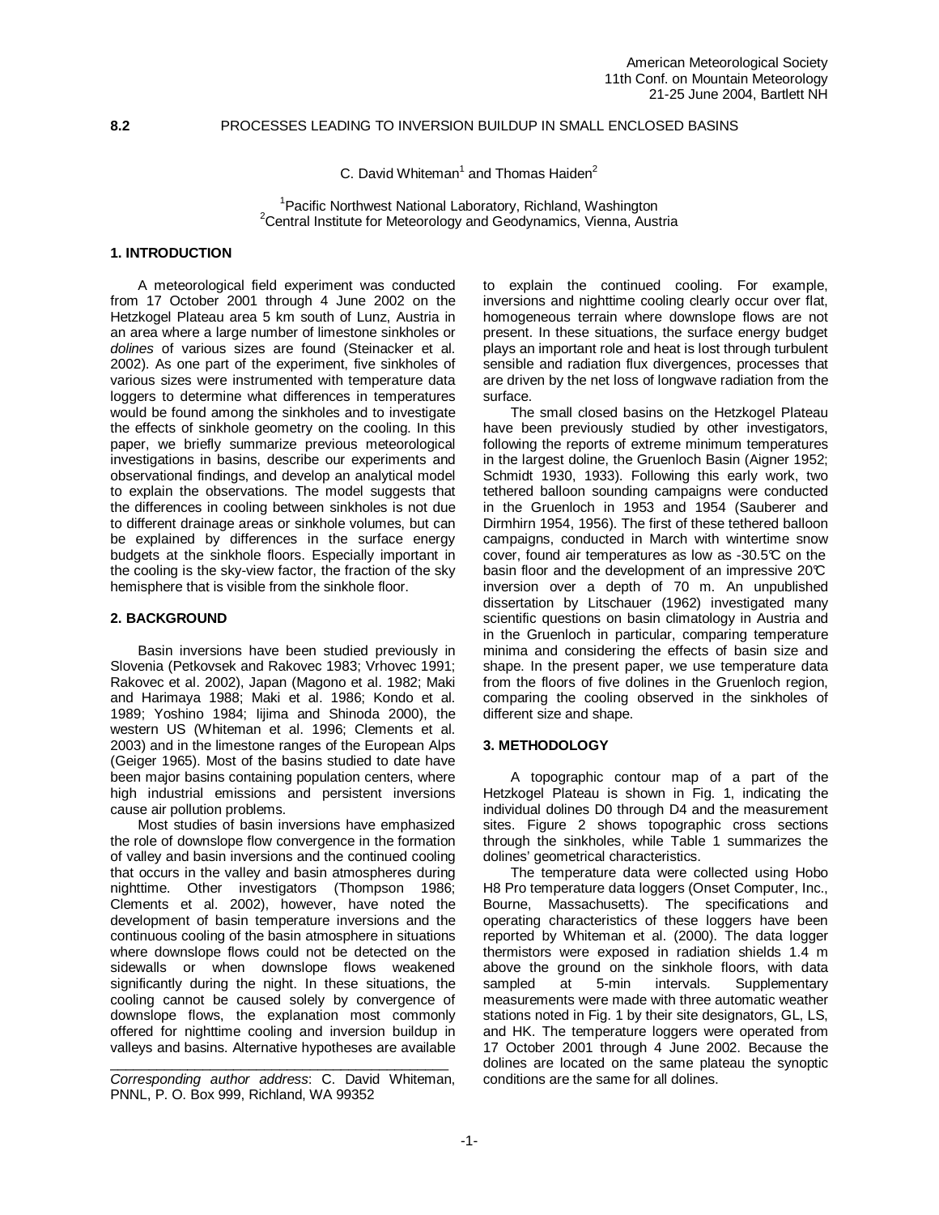American Meteorological Society
11th Conf. on Mountain Meteorology
21-25 June 2004, Bartlett NH

# 8.2 PROCESSES LEADING TO INVERSION BUILDUP IN SMALL ENCLOSED BASINS

C. David Whiteman[1] and Thomas Haiden[2]

[1]Pacific Northwest National Laboratory, Richland, Washington
[2]Central Institute for Meteorology and Geodynamics, Vienna, Austria

## 1. INTRODUCTION

A meteorological field experiment was conducted from 17 October 2001 through 4 June 2002 on the Hetzkogel Plateau area 5 km south of Lunz, Austria in an area where a large number of limestone sinkholes or *dolines* of various sizes are found (Steinacker et al. 2002). As one part of the experiment, five sinkholes of various sizes were instrumented with temperature data loggers to determine what differences in temperatures would be found among the sinkholes and to investigate the effects of sinkhole geometry on the cooling. In this paper, we briefly summarize previous meteorological investigations in basins, describe our experiments and observational findings, and develop an analytical model to explain the observations. The model suggests that the differences in cooling between sinkholes is not due to different drainage areas or sinkhole volumes, but can be explained by differences in the surface energy budgets at the sinkhole floors. Especially important in the cooling is the sky-view factor, the fraction of the sky hemisphere that is visible from the sinkhole floor.

## 2. BACKGROUND

Basin inversions have been studied previously in Slovenia (Petkovsek and Rakovec 1983; Vrhovec 1991; Rakovec et al. 2002), Japan (Magono et al. 1982; Maki and Harimaya 1988; Maki et al. 1986; Kondo et al. 1989; Yoshino 1984; Iijima and Shinoda 2000), the western US (Whiteman et al. 1996; Clements et al. 2003) and in the limestone ranges of the European Alps (Geiger 1965). Most of the basins studied to date have been major basins containing population centers, where high industrial emissions and persistent inversions cause air pollution problems.

Most studies of basin inversions have emphasized the role of downslope flow convergence in the formation of valley and basin inversions and the continued cooling that occurs in the valley and basin atmospheres during nighttime. Other investigators (Thompson 1986; Clements et al. 2002), however, have noted the development of basin temperature inversions and the continuous cooling of the basin atmosphere in situations where downslope flows could not be detected on the sidewalls or when downslope flows weakened significantly during the night. In these situations, the cooling cannot be caused solely by convergence of downslope flows, the explanation most commonly offered for nighttime cooling and inversion buildup in valleys and basins. Alternative hypotheses are available to explain the continued cooling. For example, inversions and nighttime cooling clearly occur over flat, homogeneous terrain where downslope flows are not present. In these situations, the surface energy budget plays an important role and heat is lost through turbulent sensible and radiation flux divergences, processes that are driven by the net loss of longwave radiation from the surface.

The small closed basins on the Hetzkogel Plateau have been previously studied by other investigators, following the reports of extreme minimum temperatures in the largest doline, the Gruenloch Basin (Aigner 1952; Schmidt 1930, 1933). Following this early work, two tethered balloon sounding campaigns were conducted in the Gruenloch in 1953 and 1954 (Sauberer and Dirmhirn 1954, 1956). The first of these tethered balloon campaigns, conducted in March with wintertime snow cover, found air temperatures as low as -30.5°C on the basin floor and the development of an impressive 20°C inversion over a depth of 70 m. An unpublished dissertation by Litschauer (1962) investigated many scientific questions on basin climatology in Austria and in the Gruenloch in particular, comparing temperature minima and considering the effects of basin size and shape. In the present paper, we use temperature data from the floors of five dolines in the Gruenloch region, comparing the cooling observed in the sinkholes of different size and shape.

## 3. METHODOLOGY

A topographic contour map of a part of the Hetzkogel Plateau is shown in Fig. 1, indicating the individual dolines D0 through D4 and the measurement sites. Figure 2 shows topographic cross sections through the sinkholes, while Table 1 summarizes the dolines' geometrical characteristics.

The temperature data were collected using Hobo H8 Pro temperature data loggers (Onset Computer, Inc., Bourne, Massachusetts). The specifications and operating characteristics of these loggers have been reported by Whiteman et al. (2000). The data logger thermistors were exposed in radiation shields 1.4 m above the ground on the sinkhole floors, with data sampled at 5-min intervals. Supplementary measurements were made with three automatic weather stations noted in Fig. 1 by their site designators, GL, LS, and HK. The temperature loggers were operated from 17 October 2001 through 4 June 2002. Because the dolines are located on the same plateau the synoptic conditions are the same for all dolines.

---

*Corresponding author address*: C. David Whiteman, PNNL, P. O. Box 999, Richland, WA 99352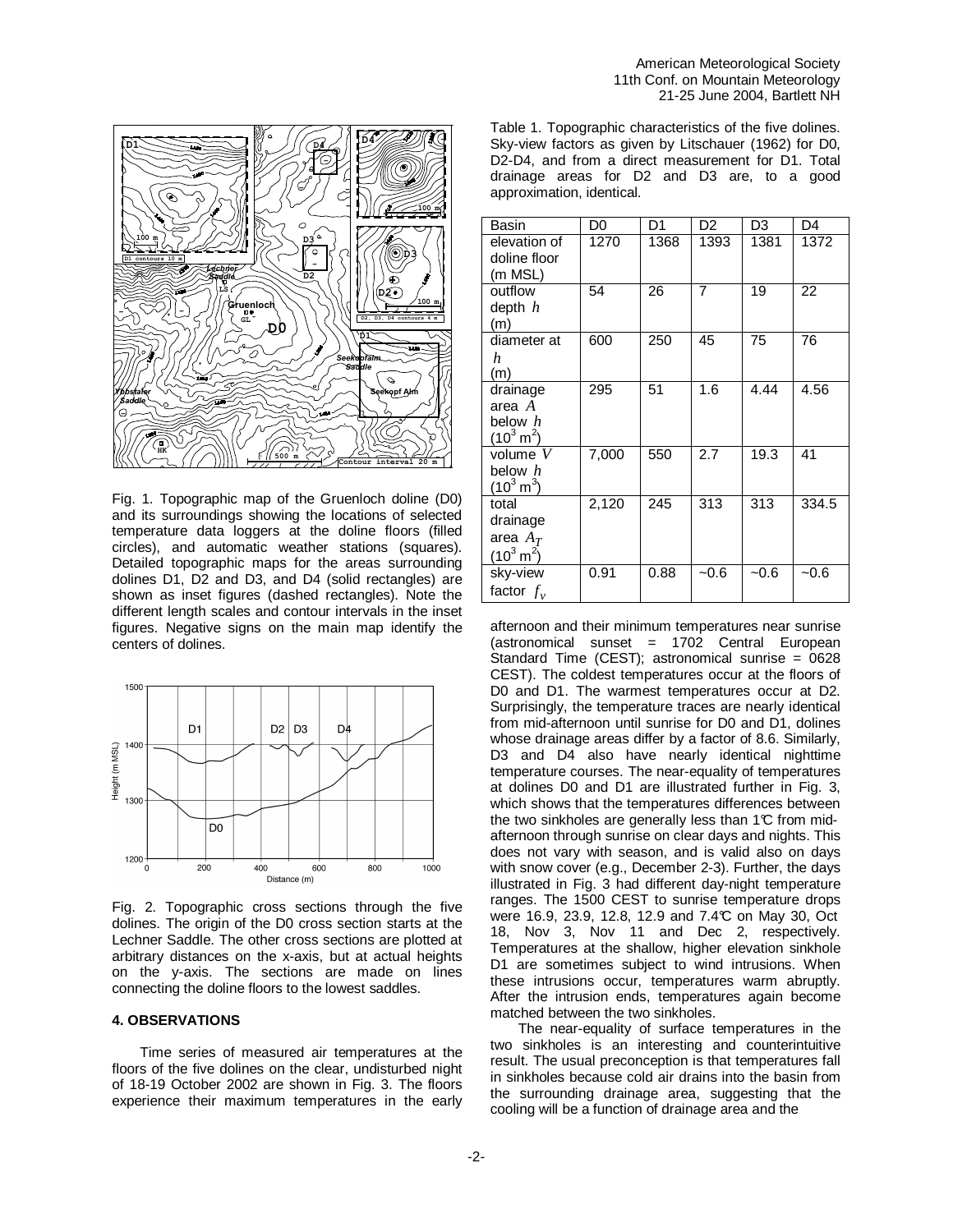Fig. 1. Topographic map of the Gruenloch doline (D0) and its surroundings showing the locations of selected temperature data loggers at the doline floors (filled circles), and automatic weather stations (squares). Detailed topographic maps for the areas surrounding dolines D1, D2 and D3, and D4 (solid rectangles) are shown as inset figures (dashed rectangles). Note the different length scales and contour intervals in the inset figures. Negative signs on the main map identify the centers of dolines.

Fig. 2. Topographic cross sections through the five dolines. The origin of the D0 cross section starts at the Lechner Saddle. The other cross sections are plotted at arbitrary distances on the x-axis, but at actual heights on the y-axis. The sections are made on lines connecting the doline floors to the lowest saddles.

## 4. OBSERVATIONS

Time series of measured air temperatures at the floors of the five dolines on the clear, undisturbed night of 18-19 October 2002 are shown in Fig. 3. The floors experience their maximum temperatures in the early afternoon and their minimum temperatures near sunrise (astronomical sunset = 1702 Central European Standard Time (CEST); astronomical sunrise = 0628 CEST). The coldest temperatures occur at the floors of D0 and D1. The warmest temperatures occur at D2. Surprisingly, the temperature traces are nearly identical from mid-afternoon until sunrise for D0 and D1, dolines whose drainage areas differ by a factor of 8.6. Similarly, D3 and D4 also have nearly identical nighttime temperature courses. The near-equality of temperatures at dolines D0 and D1 are illustrated further in Fig. 3, which shows that the temperatures differences between the two sinkholes are generally less than 1°C from mid-afternoon through sunrise on clear days and nights. This does not vary with season, and is valid also on days with snow cover (e.g., December 2-3). Further, the days illustrated in Fig. 3 had different day-night temperature ranges. The 1500 CEST to sunrise temperature drops were 16.9, 23.9, 12.8, 12.9 and 7.4°C on May 30, Oct 18, Nov 3, Nov 11 and Dec 2, respectively. Temperatures at the shallow, higher elevation sinkhole D1 are sometimes subject to wind intrusions. When these intrusions occur, temperatures warm abruptly. After the intrusion ends, temperatures again become matched between the two sinkholes.

The near-equality of surface temperatures in the two sinkholes is an interesting and counterintuitive result. The usual preconception is that temperatures fall in sinkholes because cold air drains into the basin from the surrounding drainage area, suggesting that the cooling will be a function of drainage area and the

Table 1. Topographic characteristics of the five dolines. Sky-view factors as given by Litschauer (1962) for D0, D2-D4, and from a direct measurement for D1. Total drainage areas for D2 and D3 are, to a good approximation, identical.

| Basin | D0 | D1 | D2 | D3 | D4 |
|---|---|---|---|---|---|
| elevation of doline floor (m MSL) | 1270 | 1368 | 1393 | 1381 | 1372 |
| outflow depth $h$ (m) | 54 | 26 | 7 | 19 | 22 |
| diameter at $h$ (m) | 600 | 250 | 45 | 75 | 76 |
| drainage area $A$ below $h$ ($10^3$ m$^2$) | 295 | 51 | 1.6 | 4.44 | 4.56 |
| volume $V$ below $h$ ($10^3$ m$^3$) | 7,000 | 550 | 2.7 | 19.3 | 41 |
| total drainage area $A_T$ ($10^3$ m$^2$) | 2,120 | 245 | 313 | 313 | 334.5 |
| sky-view factor $f_v$ | 0.91 | 0.88 | ~0.6 | ~0.6 | ~0.6 |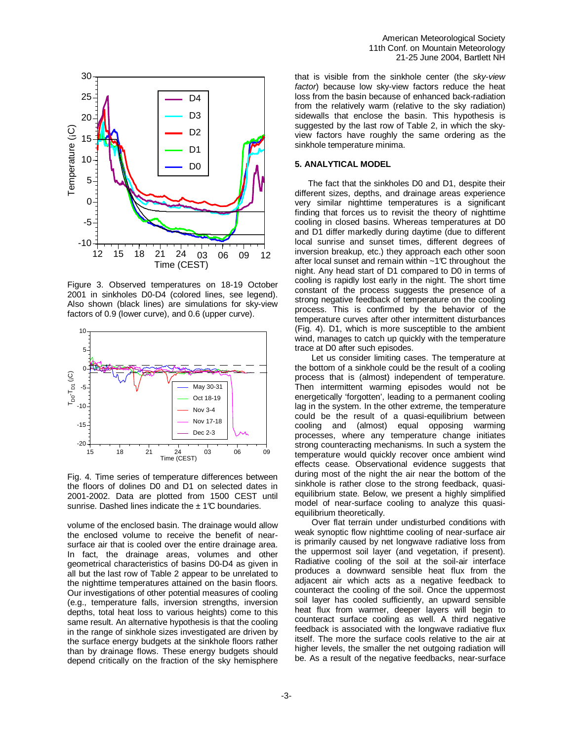Figure 3. Observed temperatures on 18-19 October 2001 in sinkholes D0-D4 (colored lines, see legend). Also shown (black lines) are simulations for sky-view factors of 0.9 (lower curve), and 0.6 (upper curve).

Fig. 4. Time series of temperature differences between the floors of dolines D0 and D1 on selected dates in 2001-2002. Data are plotted from 1500 CEST until sunrise. Dashed lines indicate the ± 1°C boundaries.

volume of the enclosed basin. The drainage would allow the enclosed volume to receive the benefit of near-surface air that is cooled over the entire drainage area. In fact, the drainage areas, volumes and other geometrical characteristics of basins D0-D4 as given in all but the last row of Table 2 appear to be unrelated to the nighttime temperatures attained on the basin floors. Our investigations of other potential measures of cooling (e.g., temperature falls, inversion strengths, inversion depths, total heat loss to various heights) come to this same result. An alternative hypothesis is that the cooling in the range of sinkhole sizes investigated are driven by the surface energy budgets at the sinkhole floors rather than by drainage flows. These energy budgets should depend critically on the fraction of the sky hemisphere that is visible from the sinkhole center (the *sky-view factor*) because low sky-view factors reduce the heat loss from the basin because of enhanced back-radiation from the relatively warm (relative to the sky radiation) sidewalls that enclose the basin. This hypothesis is suggested by the last row of Table 2, in which the sky-view factors have roughly the same ordering as the sinkhole temperature minima.

## 5. ANALYTICAL MODEL

The fact that the sinkholes D0 and D1, despite their different sizes, depths, and drainage areas experience very similar nighttime temperatures is a significant finding that forces us to revisit the theory of nighttime cooling in closed basins. Whereas temperatures at D0 and D1 differ markedly during daytime (due to different local sunrise and sunset times, different degrees of inversion breakup, etc.) they approach each other soon after local sunset and remain within ~1°C throughout the night. Any head start of D1 compared to D0 in terms of cooling is rapidly lost early in the night. The short time constant of the process suggests the presence of a strong negative feedback of temperature on the cooling process. This is confirmed by the behavior of the temperature curves after other intermittent disturbances (Fig. 4). D1, which is more susceptible to the ambient wind, manages to catch up quickly with the temperature trace at D0 after such episodes.

Let us consider limiting cases. The temperature at the bottom of a sinkhole could be the result of a cooling process that is (almost) independent of temperature. Then intermittent warming episodes would not be energetically 'forgotten', leading to a permanent cooling lag in the system. In the other extreme, the temperature could be the result of a quasi-equilibrium between cooling and (almost) equal opposing warming processes, where any temperature change initiates strong counteracting mechanisms. In such a system the temperature would quickly recover once ambient wind effects cease. Observational evidence suggests that during most of the night the air near the bottom of the sinkhole is rather close to the strong feedback, quasi-equilibrium state. Below, we present a highly simplified model of near-surface cooling to analyze this quasi-equilibrium theoretically.

Over flat terrain under undisturbed conditions with weak synoptic flow nighttime cooling of near-surface air is primarily caused by net longwave radiative loss from the uppermost soil layer (and vegetation, if present). Radiative cooling of the soil at the soil-air interface produces a downward sensible heat flux from the adjacent air which acts as a negative feedback to counteract the cooling of the soil. Once the uppermost soil layer has cooled sufficiently, an upward sensible heat flux from warmer, deeper layers will begin to counteract surface cooling as well. A third negative feedback is associated with the longwave radiative flux itself. The more the surface cools relative to the air at higher levels, the smaller the net outgoing radiation will be. As a result of the negative feedbacks, near-surface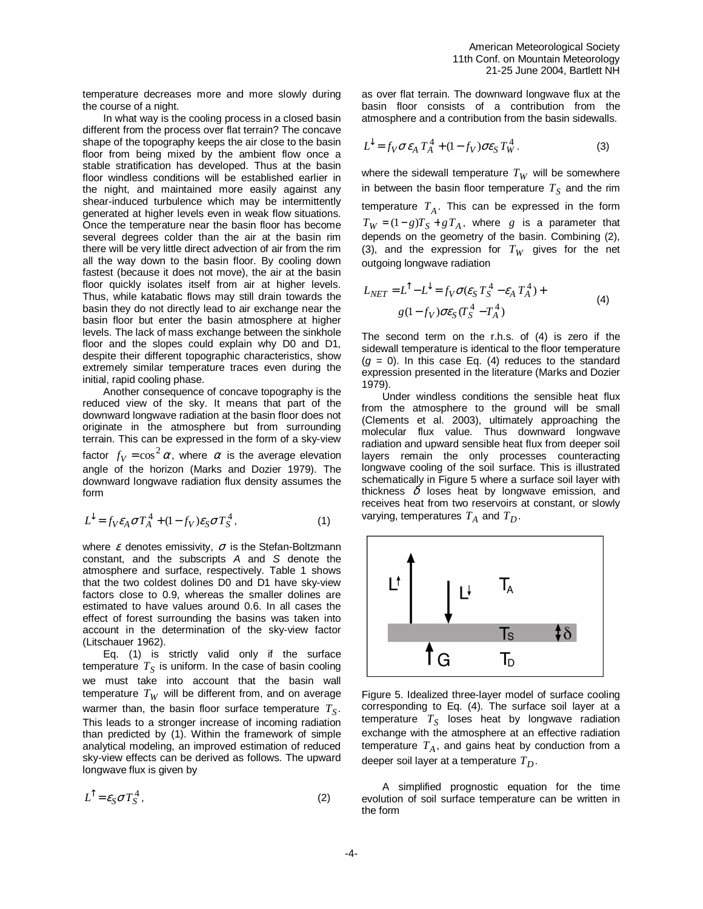temperature decreases more and more slowly during the course of a night.

In what way is the cooling process in a closed basin different from the process over flat terrain? The concave shape of the topography keeps the air close to the basin floor from being mixed by the ambient flow once a stable stratification has developed. Thus at the basin floor windless conditions will be established earlier in the night, and maintained more easily against any shear-induced turbulence which may be intermittently generated at higher levels even in weak flow situations. Once the temperature near the basin floor has become several degrees colder than the air at the basin rim there will be very little direct advection of air from the rim all the way down to the basin floor. By cooling down fastest (because it does not move), the air at the basin floor quickly isolates itself from air at higher levels. Thus, while katabatic flows may still drain towards the basin they do not directly lead to air exchange near the basin floor but enter the basin atmosphere at higher levels. The lack of mass exchange between the sinkhole floor and the slopes could explain why D0 and D1, despite their different topographic characteristics, show extremely similar temperature traces even during the initial, rapid cooling phase.

Another consequence of concave topography is the reduced view of the sky. It means that part of the downward longwave radiation at the basin floor does not originate in the atmosphere but from surrounding terrain. This can be expressed in the form of a sky-view factor $f_V = \cos^2 \alpha$, where $\alpha$ is the average elevation angle of the horizon (Marks and Dozier 1979). The downward longwave radiation flux density assumes the form

$$L^{\downarrow} = f_V \varepsilon_A \sigma T_A^4 + (1 - f_V) \varepsilon_S \sigma T_S^4, \tag{1}$$

where $\varepsilon$ denotes emissivity, $\sigma$ is the Stefan-Boltzmann constant, and the subscripts *A* and *S* denote the atmosphere and surface, respectively. Table 1 shows that the two coldest dolines D0 and D1 have sky-view factors close to 0.9, whereas the smaller dolines are estimated to have values around 0.6. In all cases the effect of forest surrounding the basins was taken into account in the determination of the sky-view factor (Litschauer 1962).

Eq. (1) is strictly valid only if the surface temperature $T_S$ is uniform. In the case of basin cooling we must take into account that the basin wall temperature $T_W$ will be different from, and on average warmer than, the basin floor surface temperature $T_S$. This leads to a stronger increase of incoming radiation than predicted by (1). Within the framework of simple analytical modeling, an improved estimation of reduced sky-view effects can be derived as follows. The upward longwave flux is given by

$$L^{\uparrow} = \varepsilon_S \sigma T_S^4, \tag{2}$$

as over flat terrain. The downward longwave flux at the basin floor consists of a contribution from the atmosphere and a contribution from the basin sidewalls.

$$L^{\downarrow} = f_V \sigma \varepsilon_A T_A^4 + (1 - f_V) \sigma \varepsilon_S T_W^4. \tag{3}$$

where the sidewall temperature $T_W$ will be somewhere in between the basin floor temperature $T_S$ and the rim temperature $T_A$. This can be expressed in the form $T_W = (1 - g) T_S + g T_A$, where $g$ is a parameter that depends on the geometry of the basin. Combining (2), (3), and the expression for $T_W$ gives for the net outgoing longwave radiation

$$L_{NET} = L^{\uparrow} - L^{\downarrow} = f_V \sigma (\varepsilon_S T_S^4 - \varepsilon_A T_A^4) + g(1 - f_V) \sigma \varepsilon_S (T_S^4 - T_A^4) \tag{4}$$

The second term on the r.h.s. of (4) is zero if the sidewall temperature is identical to the floor temperature ($g$ = 0). In this case Eq. (4) reduces to the standard expression presented in the literature (Marks and Dozier 1979).

Under windless conditions the sensible heat flux from the atmosphere to the ground will be small (Clements et al. 2003), ultimately approaching the molecular flux value. Thus downward longwave radiation and upward sensible heat flux from deeper soil layers remain the only processes counteracting longwave cooling of the soil surface. This is illustrated schematically in Figure 5 where a surface soil layer with thickness $\delta$ loses heat by longwave emission, and receives heat from two reservoirs at constant, or slowly varying, temperatures $T_A$ and $T_D$.

Figure 5. Idealized three-layer model of surface cooling corresponding to Eq. (4). The surface soil layer at a temperature $T_S$ loses heat by longwave radiation exchange with the atmosphere at an effective radiation temperature $T_A$, and gains heat by conduction from a deeper soil layer at a temperature $T_D$.

A simplified prognostic equation for the time evolution of soil surface temperature can be written in the form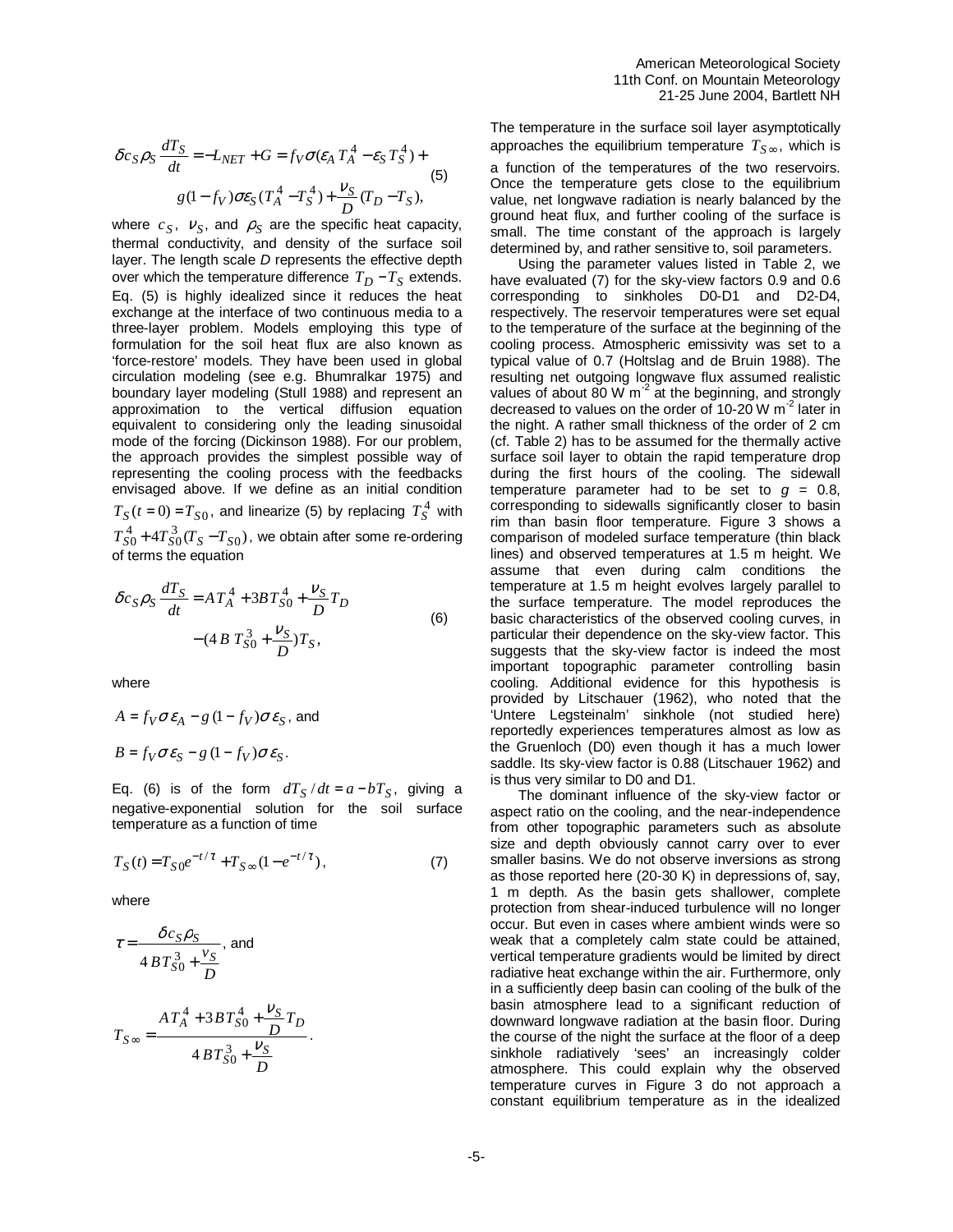$$\delta c_S \rho_S \frac{dT_S}{dt} = -L_{NET} + G = f_V \sigma(\varepsilon_A T_A^4 - \varepsilon_S T_S^4) + g(1-f_V)\sigma\varepsilon_S(T_A^4 - T_S^4) + \frac{\nu_S}{D}(T_D - T_S), \tag{5}$$

where $c_S$, $\nu_S$, and $\rho_S$ are the specific heat capacity, thermal conductivity, and density of the surface soil layer. The length scale *D* represents the effective depth over which the temperature difference $T_D - T_S$ extends. Eq. (5) is highly idealized since it reduces the heat exchange at the interface of two continuous media to a three-layer problem. Models employing this type of formulation for the soil heat flux are also known as 'force-restore' models. They have been used in global circulation modeling (see e.g. Bhumralkar 1975) and boundary layer modeling (Stull 1988) and represent an approximation to the vertical diffusion equation equivalent to considering only the leading sinusoidal mode of the forcing (Dickinson 1988). For our problem, the approach provides the simplest possible way of representing the cooling process with the feedbacks envisaged above. If we define as an initial condition $T_S(t=0) = T_{S0}$, and linearize (5) by replacing $T_S^4$ with $T_{S0}^4 + 4T_{S0}^3(T_S - T_{S0})$, we obtain after some re-ordering of terms the equation

$$\delta c_S \rho_S \frac{dT_S}{dt} = A T_A^4 + 3B T_{S0}^4 + \frac{\nu_S}{D} T_D - (4B\, T_{S0}^3 + \frac{\nu_S}{D}) T_S, \tag{6}$$

where

$A = f_V \sigma \varepsilon_A - g\,(1 - f_V)\sigma \varepsilon_S$, and

$B = f_V \sigma \varepsilon_S - g\,(1 - f_V)\sigma \varepsilon_S$.

Eq. (6) is of the form $dT_S / dt = a - bT_S$, giving a negative-exponential solution for the soil surface temperature as a function of time

$$T_S(t) = T_{S0} e^{-t/\tau} + T_{S\infty}(1 - e^{-t/\tau}), \tag{7}$$

where

$$\tau = \frac{\delta c_S \rho_S}{4\,B T_{S0}^3 + \frac{\nu_S}{D}}, \text{ and}$$

$$T_{S\infty} = \frac{A T_A^4 + 3B T_{S0}^4 + \frac{\nu_S}{D} T_D}{4\,B T_{S0}^3 + \frac{\nu_S}{D}}.$$

The temperature in the surface soil layer asymptotically approaches the equilibrium temperature $T_{S\infty}$, which is a function of the temperatures of the two reservoirs. Once the temperature gets close to the equilibrium value, net longwave radiation is nearly balanced by the ground heat flux, and further cooling of the surface is small. The time constant of the approach is largely determined by, and rather sensitive to, soil parameters.

Using the parameter values listed in Table 2, we have evaluated (7) for the sky-view factors 0.9 and 0.6 corresponding to sinkholes D0-D1 and D2-D4, respectively. The reservoir temperatures were set equal to the temperature of the surface at the beginning of the cooling process. Atmospheric emissivity was set to a typical value of 0.7 (Holtslag and de Bruin 1988). The resulting net outgoing longwave flux assumed realistic values of about 80 W m$^{-2}$ at the beginning, and strongly decreased to values on the order of 10-20 W m$^{-2}$ later in the night. A rather small thickness of the order of 2 cm (cf. Table 2) has to be assumed for the thermally active surface soil layer to obtain the rapid temperature drop during the first hours of the cooling. The sidewall temperature parameter had to be set to $g$ = 0.8, corresponding to sidewalls significantly closer to basin rim than basin floor temperature. Figure 3 shows a comparison of modeled surface temperature (thin black lines) and observed temperatures at 1.5 m height. We assume that even during calm conditions the temperature at 1.5 m height evolves largely parallel to the surface temperature. The model reproduces the basic characteristics of the observed cooling curves, in particular their dependence on the sky-view factor. This suggests that the sky-view factor is indeed the most important topographic parameter controlling basin cooling. Additional evidence for this hypothesis is provided by Litschauer (1962), who noted that the 'Untere Legsteinalm' sinkhole (not studied here) reportedly experiences temperatures almost as low as the Gruenloch (D0) even though it has a much lower saddle. Its sky-view factor is 0.88 (Litschauer 1962) and is thus very similar to D0 and D1.

The dominant influence of the sky-view factor or aspect ratio on the cooling, and the near-independence from other topographic parameters such as absolute size and depth obviously cannot carry over to ever smaller basins. We do not observe inversions as strong as those reported here (20-30 K) in depressions of, say, 1 m depth. As the basin gets shallower, complete protection from shear-induced turbulence will no longer occur. But even in cases where ambient winds were so weak that a completely calm state could be attained, vertical temperature gradients would be limited by direct radiative heat exchange within the air. Furthermore, only in a sufficiently deep basin can cooling of the bulk of the basin atmosphere lead to a significant reduction of downward longwave radiation at the basin floor. During the course of the night the surface at the floor of a deep sinkhole radiatively 'sees' an increasingly colder atmosphere. This could explain why the observed temperature curves in Figure 3 do not approach a constant equilibrium temperature as in the idealized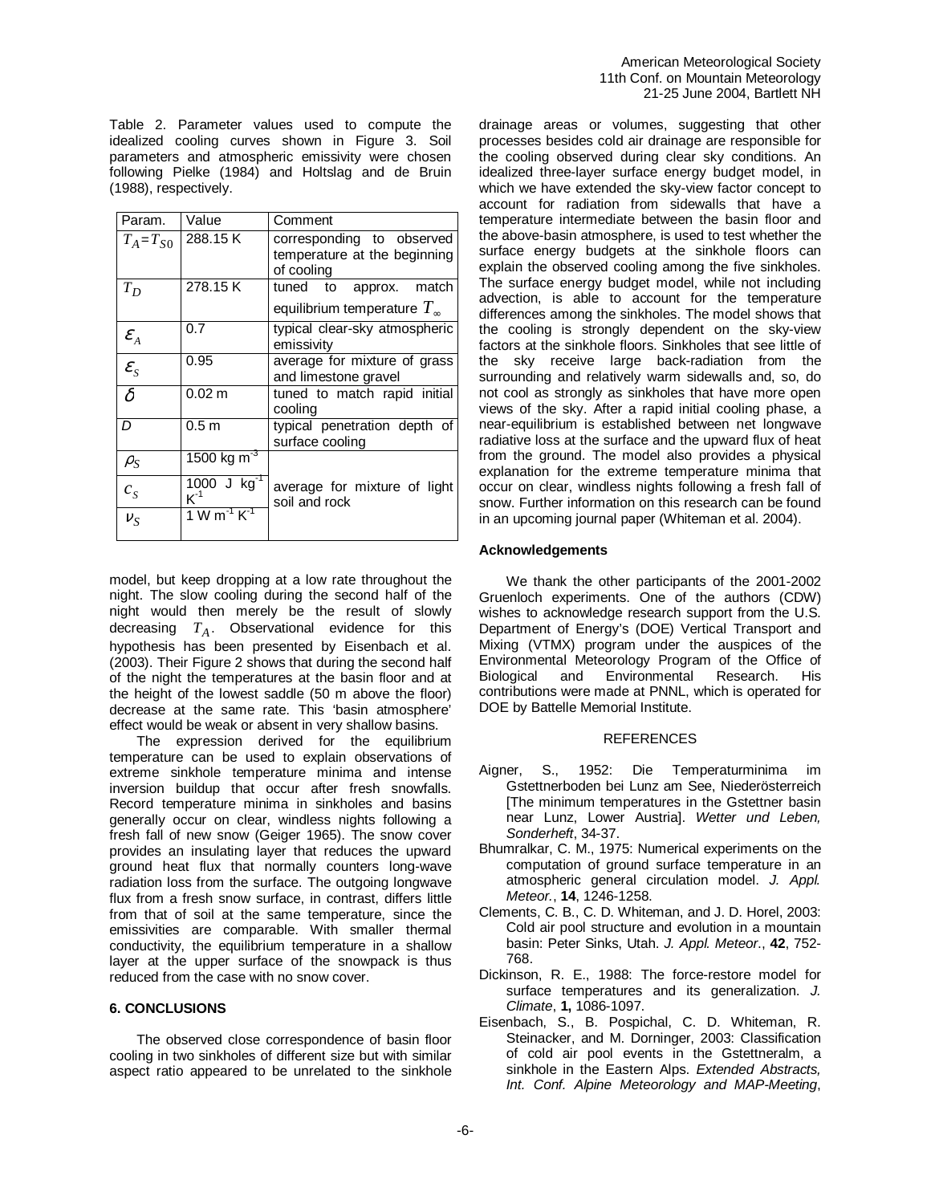Table 2. Parameter values used to compute the idealized cooling curves shown in Figure 3. Soil parameters and atmospheric emissivity were chosen following Pielke (1984) and Holtslag and de Bruin (1988), respectively.

| Param. | Value | Comment |
|---|---|---|
| $T_A = T_{S0}$ | 288.15 K | corresponding to observed temperature at the beginning of cooling |
| $T_D$ | 278.15 K | tuned to approx. match equilibrium temperature $T_\infty$ |
| $\varepsilon_A$ | 0.7 | typical clear-sky atmospheric emissivity |
| $\varepsilon_S$ | 0.95 | average for mixture of grass and limestone gravel |
| $\delta$ | 0.02 m | tuned to match rapid initial cooling |
| $D$ | 0.5 m | typical penetration depth of surface cooling |
| $\rho_S$ | 1500 kg m$^{-3}$ | average for mixture of light soil and rock |
| $c_S$ | 1000 J kg$^{-1}$ K$^{-1}$ | |
| $\nu_S$ | 1 W m$^{-1}$ K$^{-1}$ | |

model, but keep dropping at a low rate throughout the night. The slow cooling during the second half of the night would then merely be the result of slowly decreasing $T_A$. Observational evidence for this hypothesis has been presented by Eisenbach et al. (2003). Their Figure 2 shows that during the second half of the night the temperatures at the basin floor and at the height of the lowest saddle (50 m above the floor) decrease at the same rate. This 'basin atmosphere' effect would be weak or absent in very shallow basins.

The expression derived for the equilibrium temperature can be used to explain observations of extreme sinkhole temperature minima and intense inversion buildup that occur after fresh snowfalls. Record temperature minima in sinkholes and basins generally occur on clear, windless nights following a fresh fall of new snow (Geiger 1965). The snow cover provides an insulating layer that reduces the upward ground heat flux that normally counters long-wave radiation loss from the surface. The outgoing longwave flux from a fresh snow surface, in contrast, differs little from that of soil at the same temperature, since the emissivities are comparable. With smaller thermal conductivity, the equilibrium temperature in a shallow layer at the upper surface of the snowpack is thus reduced from the case with no snow cover.

## 6. CONCLUSIONS

The observed close correspondence of basin floor cooling in two sinkholes of different size but with similar aspect ratio appeared to be unrelated to the sinkhole drainage areas or volumes, suggesting that other processes besides cold air drainage are responsible for the cooling observed during clear sky conditions. An idealized three-layer surface energy budget model, in which we have extended the sky-view factor concept to account for radiation from sidewalls that have a temperature intermediate between the basin floor and the above-basin atmosphere, is used to test whether the surface energy budgets at the sinkhole floors can explain the observed cooling among the five sinkholes. The surface energy budget model, while not including advection, is able to account for the temperature differences among the sinkholes. The model shows that the cooling is strongly dependent on the sky-view factors at the sinkhole floors. Sinkholes that see little of the sky receive large back-radiation from the surrounding and relatively warm sidewalls and, so, do not cool as strongly as sinkholes that have more open views of the sky. After a rapid initial cooling phase, a near-equilibrium is established between net longwave radiative loss at the surface and the upward flux of heat from the ground. The model also provides a physical explanation for the extreme temperature minima that occur on clear, windless nights following a fresh fall of snow. Further information on this research can be found in an upcoming journal paper (Whiteman et al. 2004).

### Acknowledgements

We thank the other participants of the 2001-2002 Gruenloch experiments. One of the authors (CDW) wishes to acknowledge research support from the U.S. Department of Energy's (DOE) Vertical Transport and Mixing (VTMX) program under the auspices of the Environmental Meteorology Program of the Office of Biological and Environmental Research. His contributions were made at PNNL, which is operated for DOE by Battelle Memorial Institute.

## REFERENCES

Aigner, S., 1952: Die Temperaturminima im Gstettnerboden bei Lunz am See, Niederösterreich [The minimum temperatures in the Gstettner basin near Lunz, Lower Austria]. *Wetter und Leben, Sonderheft*, 34-37.

Bhumralkar, C. M., 1975: Numerical experiments on the computation of ground surface temperature in an atmospheric general circulation model. *J. Appl. Meteor.*, **14**, 1246-1258.

Clements, C. B., C. D. Whiteman, and J. D. Horel, 2003: Cold air pool structure and evolution in a mountain basin: Peter Sinks, Utah. *J. Appl. Meteor.*, **42**, 752-768.

Dickinson, R. E., 1988: The force-restore model for surface temperatures and its generalization. *J. Climate*, **1,** 1086-1097.

Eisenbach, S., B. Pospichal, C. D. Whiteman, R. Steinacker, and M. Dorninger, 2003: Classification of cold air pool events in the Gstettneralm, a sinkhole in the Eastern Alps. *Extended Abstracts, Int. Conf. Alpine Meteorology and MAP-Meeting*,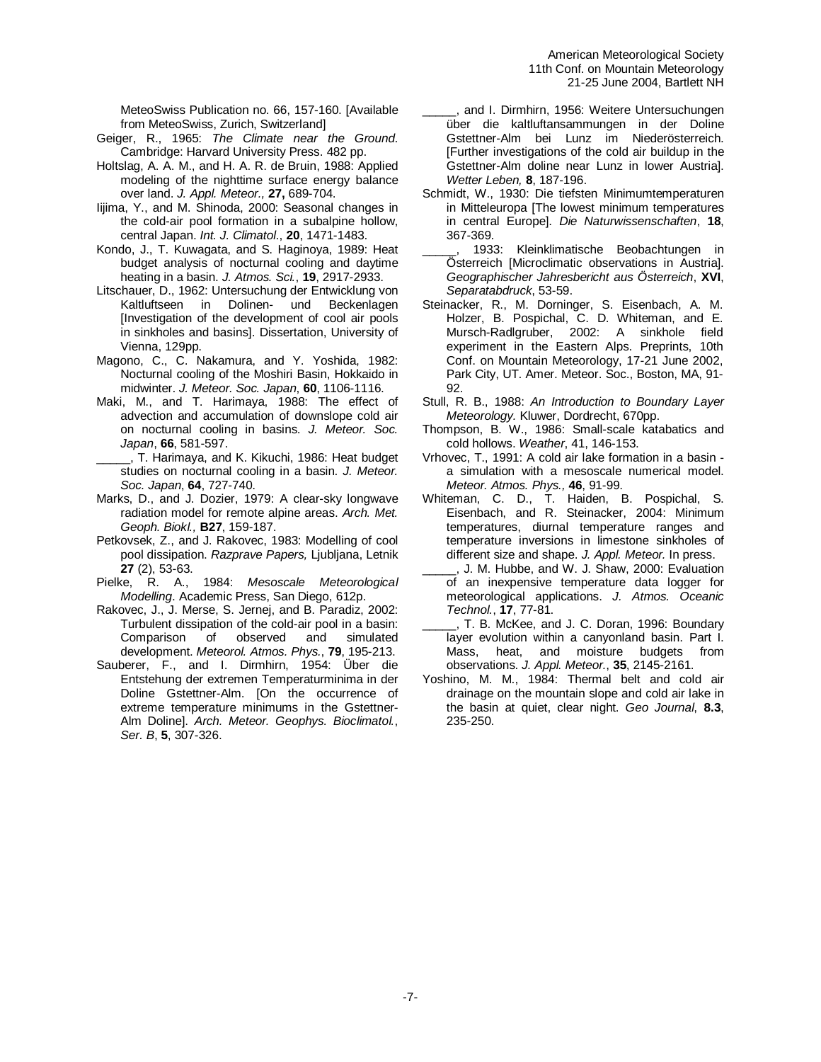MeteoSwiss Publication no. 66, 157-160. [Available from MeteoSwiss, Zurich, Switzerland]

Geiger, R., 1965: *The Climate near the Ground*. Cambridge: Harvard University Press. 482 pp.

Holtslag, A. A. M., and H. A. R. de Bruin, 1988: Applied modeling of the nighttime surface energy balance over land. *J. Appl. Meteor.,* **27,** 689-704.

Iijima, Y., and M. Shinoda, 2000: Seasonal changes in the cold-air pool formation in a subalpine hollow, central Japan. *Int. J. Climatol.*, **20**, 1471-1483.

Kondo, J., T. Kuwagata, and S. Haginoya, 1989: Heat budget analysis of nocturnal cooling and daytime heating in a basin. *J. Atmos. Sci.*, **19**, 2917-2933.

Litschauer, D., 1962: Untersuchung der Entwicklung von Kaltluftseen in Dolinen- und Beckenlagen [Investigation of the development of cool air pools in sinkholes and basins]. Dissertation, University of Vienna, 129pp.

Magono, C., C. Nakamura, and Y. Yoshida, 1982: Nocturnal cooling of the Moshiri Basin, Hokkaido in midwinter. *J. Meteor. Soc. Japan*, **60**, 1106-1116.

Maki, M., and T. Harimaya, 1988: The effect of advection and accumulation of downslope cold air on nocturnal cooling in basins. *J. Meteor. Soc. Japan*, **66**, 581-597.

_____, T. Harimaya, and K. Kikuchi, 1986: Heat budget studies on nocturnal cooling in a basin. *J. Meteor. Soc. Japan*, **64**, 727-740.

Marks, D., and J. Dozier, 1979: A clear-sky longwave radiation model for remote alpine areas. *Arch. Met. Geoph. Biokl.,* **B27**, 159-187.

Petkovsek, Z., and J. Rakovec, 1983: Modelling of cool pool dissipation. *Razprave Papers,* Ljubljana, Letnik **27** (2), 53-63.

Pielke, R. A., 1984: *Mesoscale Meteorological Modelling*. Academic Press, San Diego, 612p.

Rakovec, J., J. Merse, S. Jernej, and B. Paradiz, 2002: Turbulent dissipation of the cold-air pool in a basin: Comparison of observed and simulated development. *Meteorol. Atmos. Phys.*, **79**, 195-213.

Sauberer, F., and I. Dirmhirn, 1954: Über die Entstehung der extremen Temperaturminima in der Doline Gstettner-Alm. [On the occurrence of extreme temperature minimums in the Gstettner-Alm Doline]. *Arch. Meteor. Geophys. Bioclimatol.*, *Ser. B*, **5**, 307-326.

_____, and I. Dirmhirn, 1956: Weitere Untersuchungen über die kaltluftansammungen in der Doline Gstettner-Alm bei Lunz im Niederösterreich. [Further investigations of the cold air buildup in the Gstettner-Alm doline near Lunz in lower Austria]. *Wetter Leben,* **8**, 187-196.

Schmidt, W., 1930: Die tiefsten Minimumtemperaturen in Mitteleuropa [The lowest minimum temperatures in central Europe]. *Die Naturwissenschaften*, **18**, 367-369.

_____, 1933: Kleinklimatische Beobachtungen in Österreich [Microclimatic observations in Austria]. *Geographischer Jahresbericht aus Österreich*, **XVI**, *Separatabdruck*, 53-59.

Steinacker, R., M. Dorninger, S. Eisenbach, A. M. Holzer, B. Pospichal, C. D. Whiteman, and E. Mursch-Radlgruber, 2002: A sinkhole field experiment in the Eastern Alps. Preprints, 10th Conf. on Mountain Meteorology, 17-21 June 2002, Park City, UT. Amer. Meteor. Soc., Boston, MA, 91-92.

Stull, R. B., 1988: *An Introduction to Boundary Layer Meteorology.* Kluwer, Dordrecht, 670pp.

Thompson, B. W., 1986: Small-scale katabatics and cold hollows. *Weather*, 41, 146-153.

Vrhovec, T., 1991: A cold air lake formation in a basin - a simulation with a mesoscale numerical model. *Meteor. Atmos. Phys.,* **46**, 91-99.

Whiteman, C. D., T. Haiden, B. Pospichal, S. Eisenbach, and R. Steinacker, 2004: Minimum temperatures, diurnal temperature ranges and temperature inversions in limestone sinkholes of different size and shape. *J. Appl. Meteor.* In press.

_____, J. M. Hubbe, and W. J. Shaw, 2000: Evaluation of an inexpensive temperature data logger for meteorological applications. *J. Atmos. Oceanic Technol.*, **17**, 77-81.

_____, T. B. McKee, and J. C. Doran, 1996: Boundary layer evolution within a canyonland basin. Part I. Mass, heat, and moisture budgets from observations. *J. Appl. Meteor.*, **35**, 2145-2161.

Yoshino, M. M., 1984: Thermal belt and cold air drainage on the mountain slope and cold air lake in the basin at quiet, clear night. *Geo Journal*, **8.3**, 235-250.